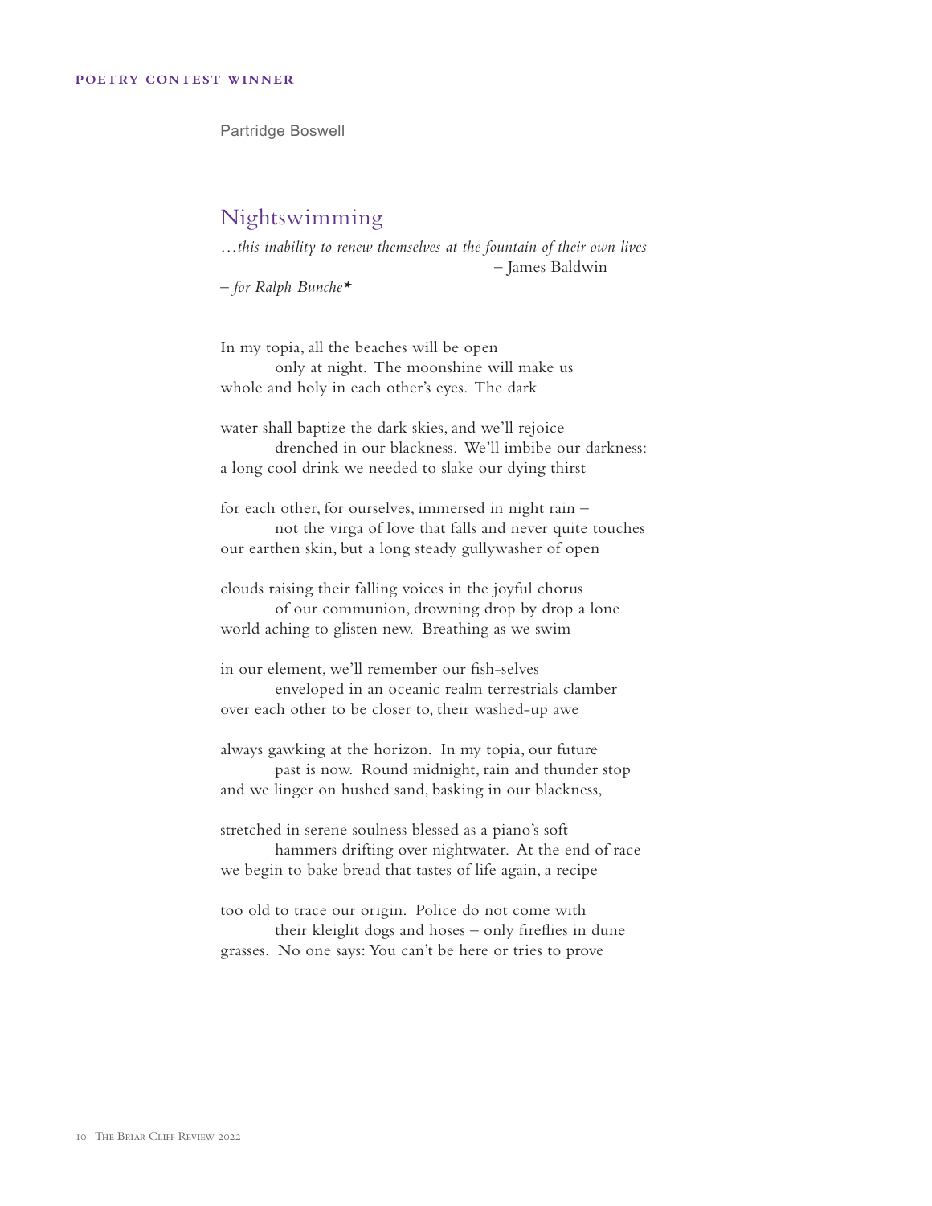POETRY CONTEST WINNER

Partridge Boswell

## Nightswimming

*…this inability to renew themselves at the fountain of their own lives*
– James Baldwin

*– for Ralph Bunche**

In my topia, all the beaches will be open
          only at night. The moonshine will make us
whole and holy in each other's eyes. The dark

water shall baptize the dark skies, and we'll rejoice
          drenched in our blackness. We'll imbibe our darkness:
a long cool drink we needed to slake our dying thirst

for each other, for ourselves, immersed in night rain –
          not the virga of love that falls and never quite touches
our earthen skin, but a long steady gullywasher of open

clouds raising their falling voices in the joyful chorus
          of our communion, drowning drop by drop a lone
world aching to glisten new. Breathing as we swim

in our element, we'll remember our fish-selves
          enveloped in an oceanic realm terrestrials clamber
over each other to be closer to, their washed-up awe

always gawking at the horizon. In my topia, our future
          past is now. Round midnight, rain and thunder stop
and we linger on hushed sand, basking in our blackness,

stretched in serene soulness blessed as a piano's soft
          hammers drifting over nightwater. At the end of race
we begin to bake bread that tastes of life again, a recipe

too old to trace our origin. Police do not come with
          their kleiglit dogs and hoses – only fireflies in dune
grasses. No one says: You can't be here or tries to prove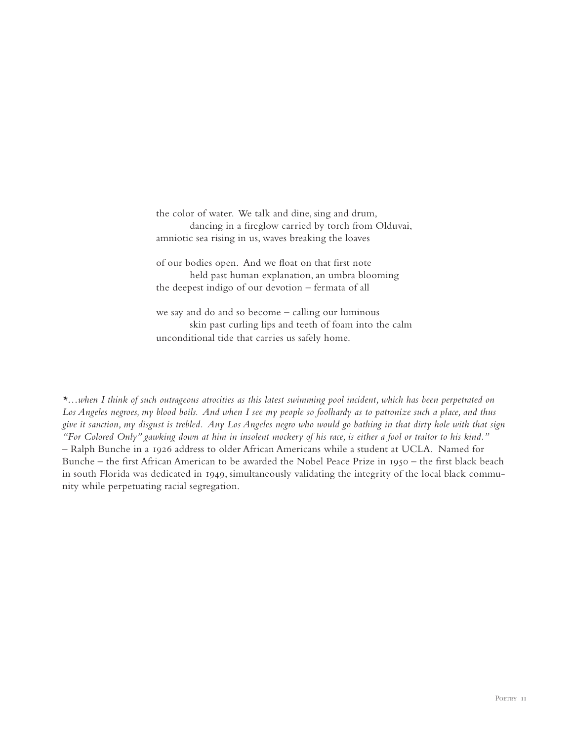the color of water. We talk and dine, sing and drum,
          dancing in a fireglow carried by torch from Olduvai,
amniotic sea rising in us, waves breaking the loaves

of our bodies open. And we float on that first note
          held past human explanation, an umbra blooming
the deepest indigo of our devotion – fermata of all

we say and do and so become – calling our luminous
          skin past curling lips and teeth of foam into the calm
unconditional tide that carries us safely home.

*\**…when I think of such outrageous atrocities as this latest swimming pool incident, which has been perpetrated on Los Angeles negroes, my blood boils. And when I see my people so foolhardy as to patronize such a place, and thus give it sanction, my disgust is trebled. Any Los Angeles negro who would go bathing in that dirty hole with that sign "For Colored Only" gawking down at him in insolent mockery of his race, is either a fool or traitor to his kind."*
– Ralph Bunche in a 1926 address to older African Americans while a student at UCLA. Named for Bunche – the first African American to be awarded the Nobel Peace Prize in 1950 – the first black beach in south Florida was dedicated in 1949, simultaneously validating the integrity of the local black community while perpetuating racial segregation.